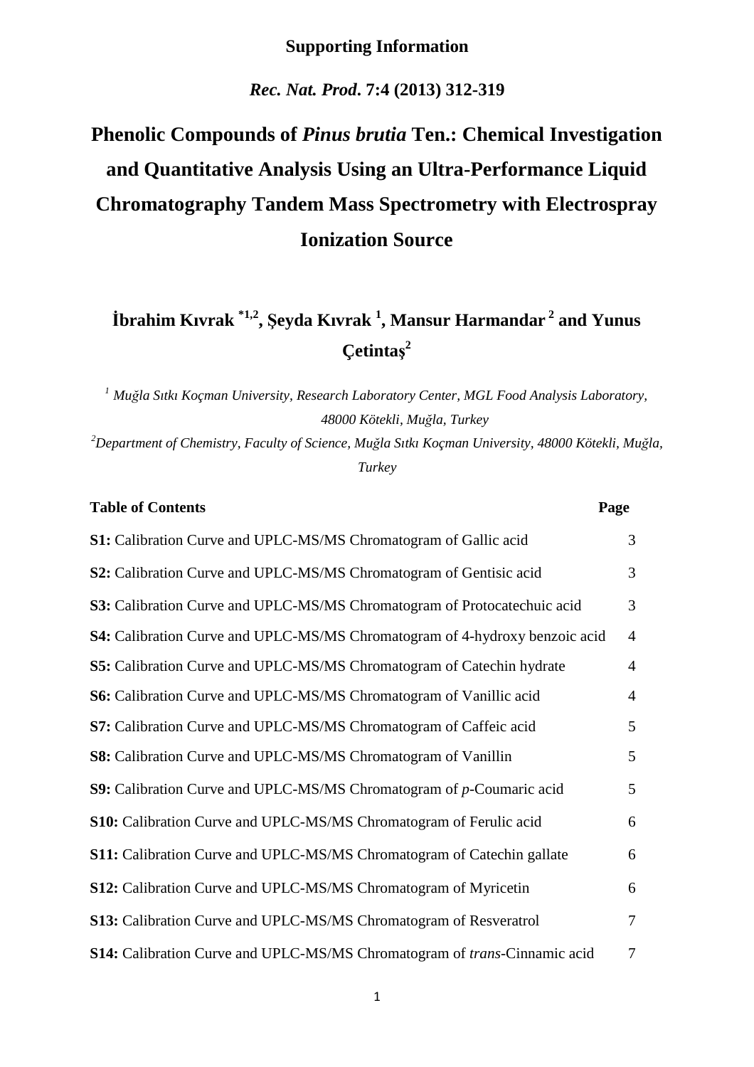**Supporting Information**

*Rec. Nat. Prod.* **7:4 (2013) 312-319**

# Phenolic Compounds of *Pinus brutia* Ten.: Chemical Investigation and Quantitative Analysis Using an Ultra-Performance Liquid Chromatography Tandem Mass Spectrometry with Electrospray Ionization Source

**İbrahim Kıvrak [*1,2], Şeyda Kıvrak [1], Mansur Harmandar [2] and Yunus Çetintaş[2]**

[1] *Muğla Sıtkı Koçman University, Research Laboratory Center, MGL Food Analysis Laboratory, 48000 Kötekli, Muğla, Turkey*

[2] *Department of Chemistry, Faculty of Science, Muğla Sıtkı Koçman University, 48000 Kötekli, Muğla, Turkey*

| **Table of Contents** | **Page** |
|---|---|
| **S1:** Calibration Curve and UPLC-MS/MS Chromatogram of Gallic acid | 3 |
| **S2:** Calibration Curve and UPLC-MS/MS Chromatogram of Gentisic acid | 3 |
| **S3:** Calibration Curve and UPLC-MS/MS Chromatogram of Protocatechuic acid | 3 |
| **S4:** Calibration Curve and UPLC-MS/MS Chromatogram of 4-hydroxy benzoic acid | 4 |
| **S5:** Calibration Curve and UPLC-MS/MS Chromatogram of Catechin hydrate | 4 |
| **S6:** Calibration Curve and UPLC-MS/MS Chromatogram of Vanillic acid | 4 |
| **S7:** Calibration Curve and UPLC-MS/MS Chromatogram of Caffeic acid | 5 |
| **S8:** Calibration Curve and UPLC-MS/MS Chromatogram of Vanillin | 5 |
| **S9:** Calibration Curve and UPLC-MS/MS Chromatogram of *p*-Coumaric acid | 5 |
| **S10:** Calibration Curve and UPLC-MS/MS Chromatogram of Ferulic acid | 6 |
| **S11:** Calibration Curve and UPLC-MS/MS Chromatogram of Catechin gallate | 6 |
| **S12:** Calibration Curve and UPLC-MS/MS Chromatogram of Myricetin | 6 |
| **S13:** Calibration Curve and UPLC-MS/MS Chromatogram of Resveratrol | 7 |
| **S14:** Calibration Curve and UPLC-MS/MS Chromatogram of *trans*-Cinnamic acid | 7 |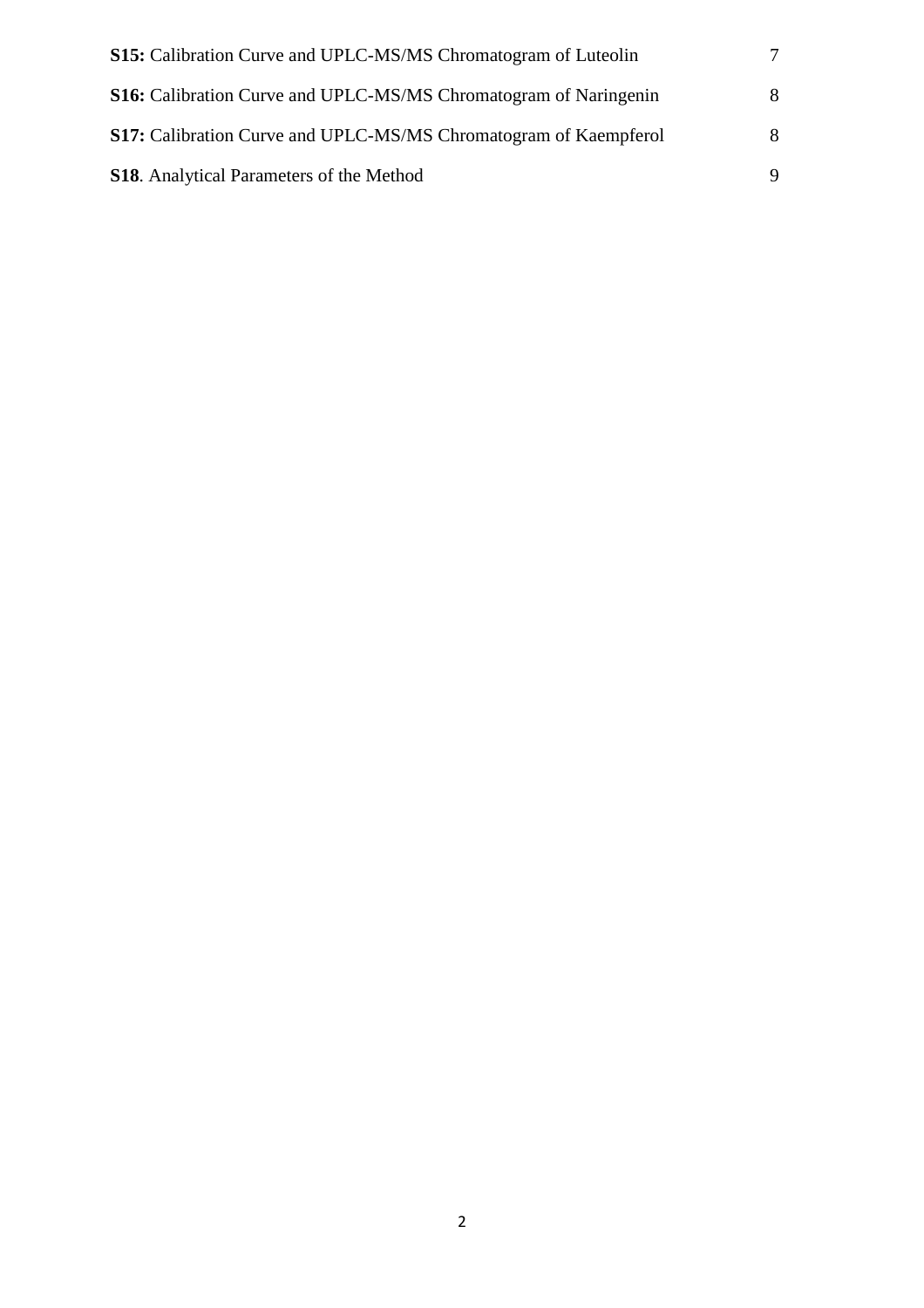**S15:** Calibration Curve and UPLC-MS/MS Chromatogram of Luteolin 7

**S16:** Calibration Curve and UPLC-MS/MS Chromatogram of Naringenin 8

**S17:** Calibration Curve and UPLC-MS/MS Chromatogram of Kaempferol 8

**S18**. Analytical Parameters of the Method 9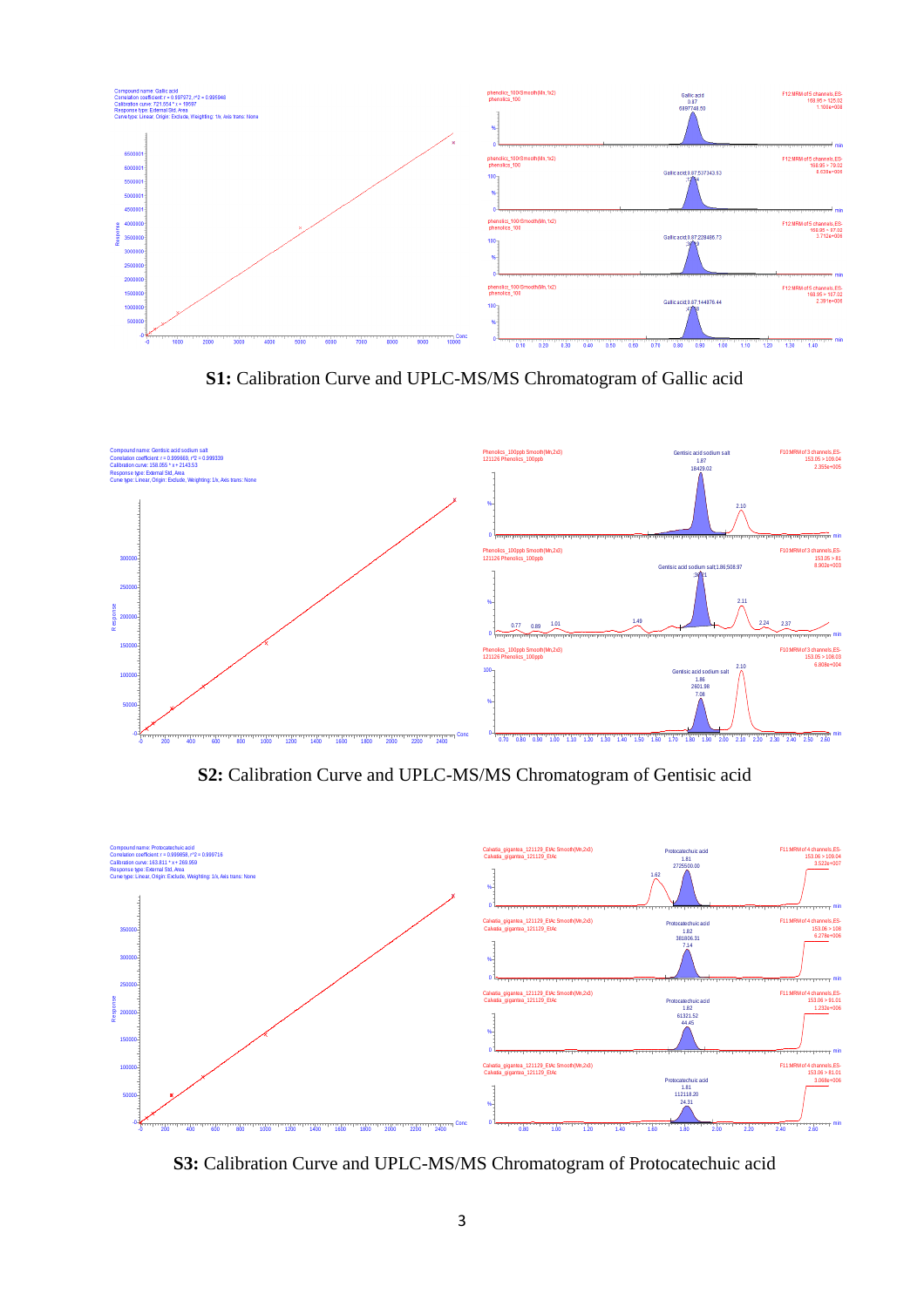**S1:** Calibration Curve and UPLC-MS/MS Chromatogram of Gallic acid

**S2:** Calibration Curve and UPLC-MS/MS Chromatogram of Gentisic acid

**S3:** Calibration Curve and UPLC-MS/MS Chromatogram of Protocatechuic acid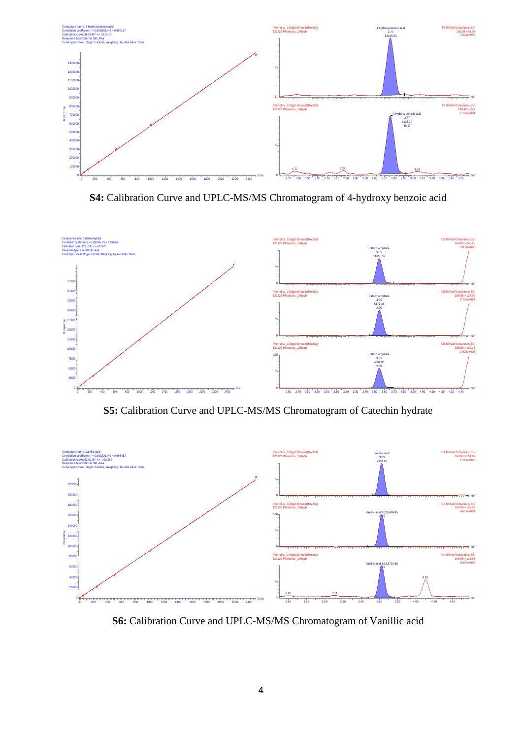**S4:** Calibration Curve and UPLC-MS/MS Chromatogram of 4-hydroxy benzoic acid

**S5:** Calibration Curve and UPLC-MS/MS Chromatogram of Catechin hydrate

**S6:** Calibration Curve and UPLC-MS/MS Chromatogram of Vanillic acid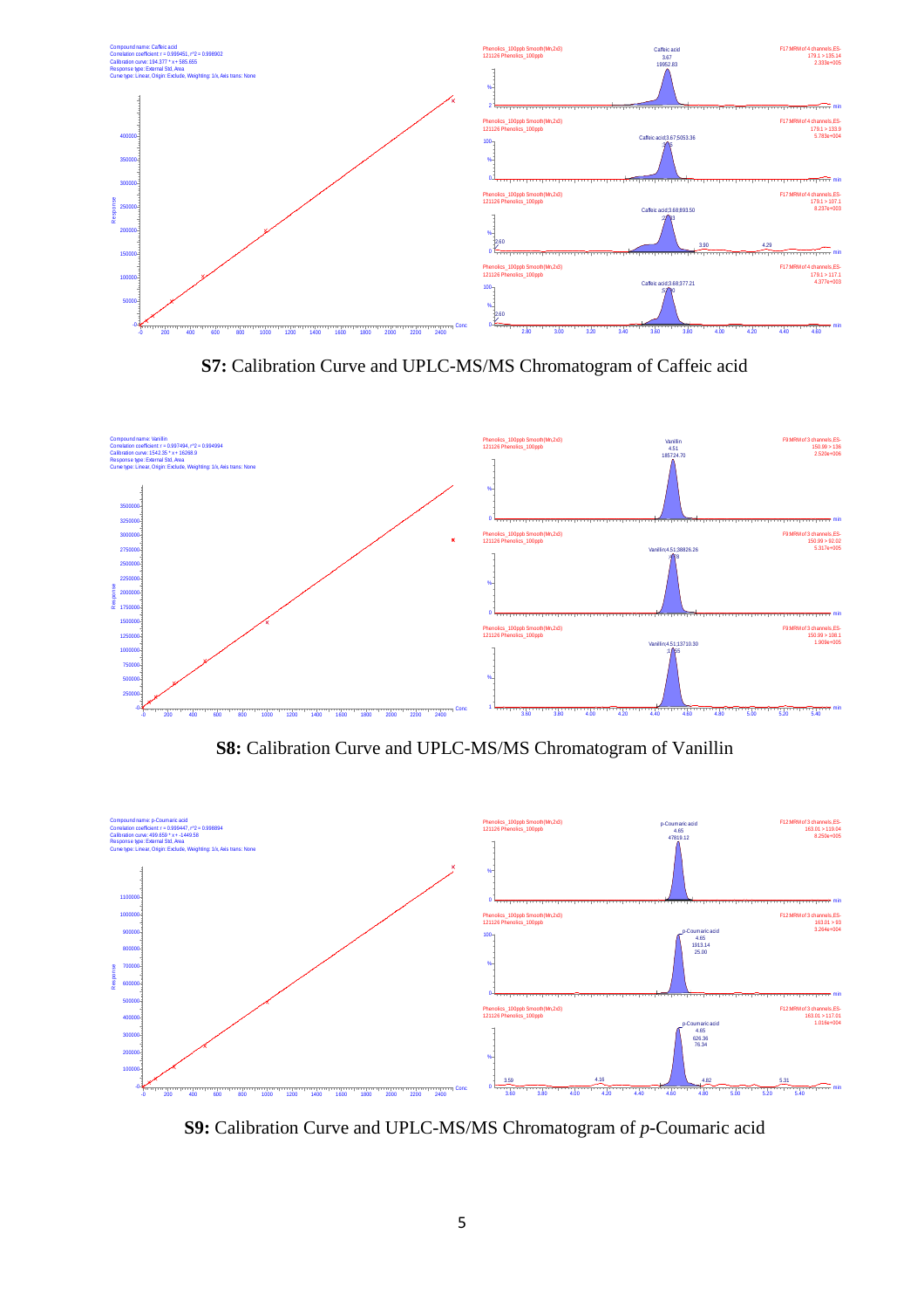Compound name: Caffeic acid
Correlation coefficient: r = 0.999451, r^2 = 0.998902
Calibration curve: 194.377 * x + 585.655
Response type: External Std, Area
Curve type: Linear, Origin: Exclude, Weighting: 1/x, Axis trans: None

**S7:** Calibration Curve and UPLC-MS/MS Chromatogram of Caffeic acid

Compound name: Vanillin
Correlation coefficient: r = 0.997494, r^2 = 0.994994
Calibration curve: 1542.35 * x + 16268.9
Response type: External Std, Area
Curve type: Linear, Origin: Exclude, Weighting: 1/x, Axis trans: None

**S8:** Calibration Curve and UPLC-MS/MS Chromatogram of Vanillin

Compound name: p-Coumaric acid
Correlation coefficient: r = 0.999447, r^2 = 0.998894
Calibration curve: 499.659 * x + -1449.58
Response type: External Std, Area
Curve type: Linear, Origin: Exclude, Weighting: 1/x, Axis trans: None

**S9:** Calibration Curve and UPLC-MS/MS Chromatogram of *p*-Coumaric acid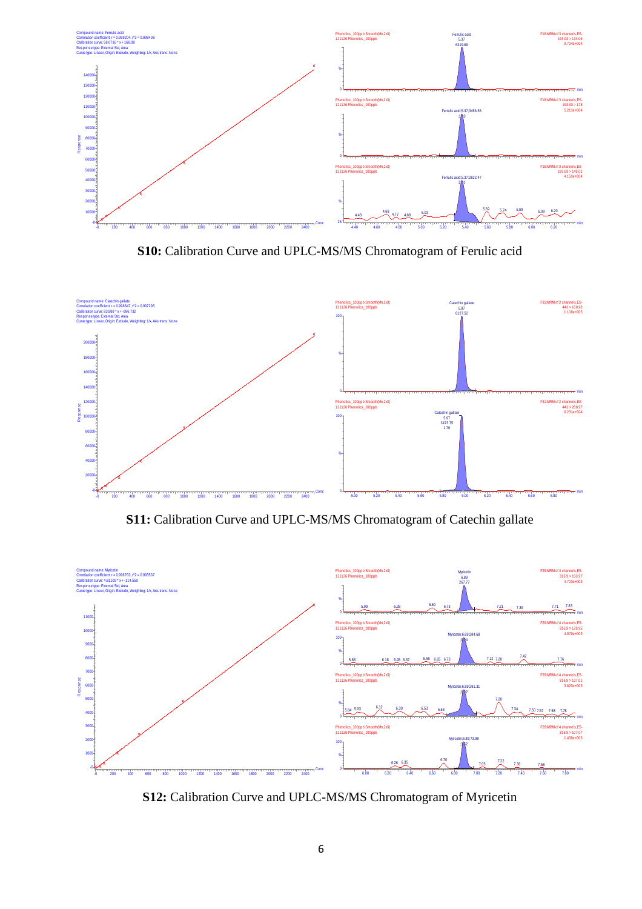**S10:** Calibration Curve and UPLC-MS/MS Chromatogram of Ferulic acid

**S11:** Calibration Curve and UPLC-MS/MS Chromatogram of Catechin gallate

**S12:** Calibration Curve and UPLC-MS/MS Chromatogram of Myricetin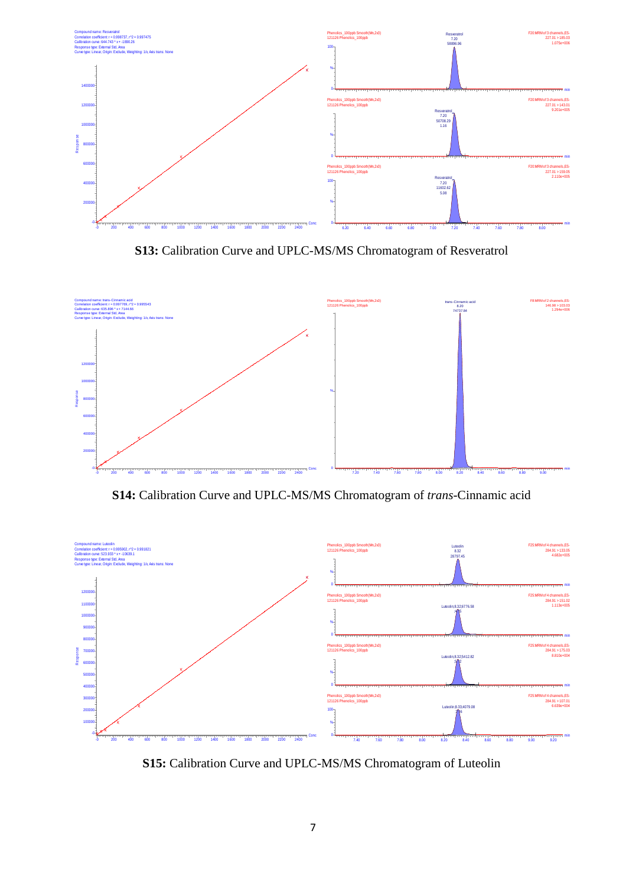**S13:** Calibration Curve and UPLC-MS/MS Chromatogram of Resveratrol

**S14:** Calibration Curve and UPLC-MS/MS Chromatogram of *trans*-Cinnamic acid

**S15:** Calibration Curve and UPLC-MS/MS Chromatogram of Luteolin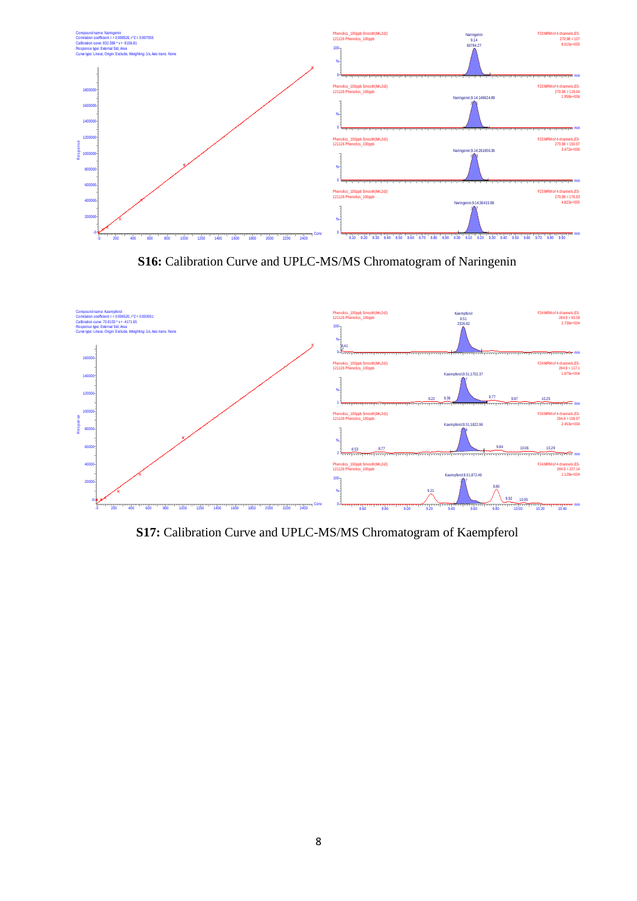**S16:** Calibration Curve and UPLC-MS/MS Chromatogram of Naringenin

**S17:** Calibration Curve and UPLC-MS/MS Chromatogram of Kaempferol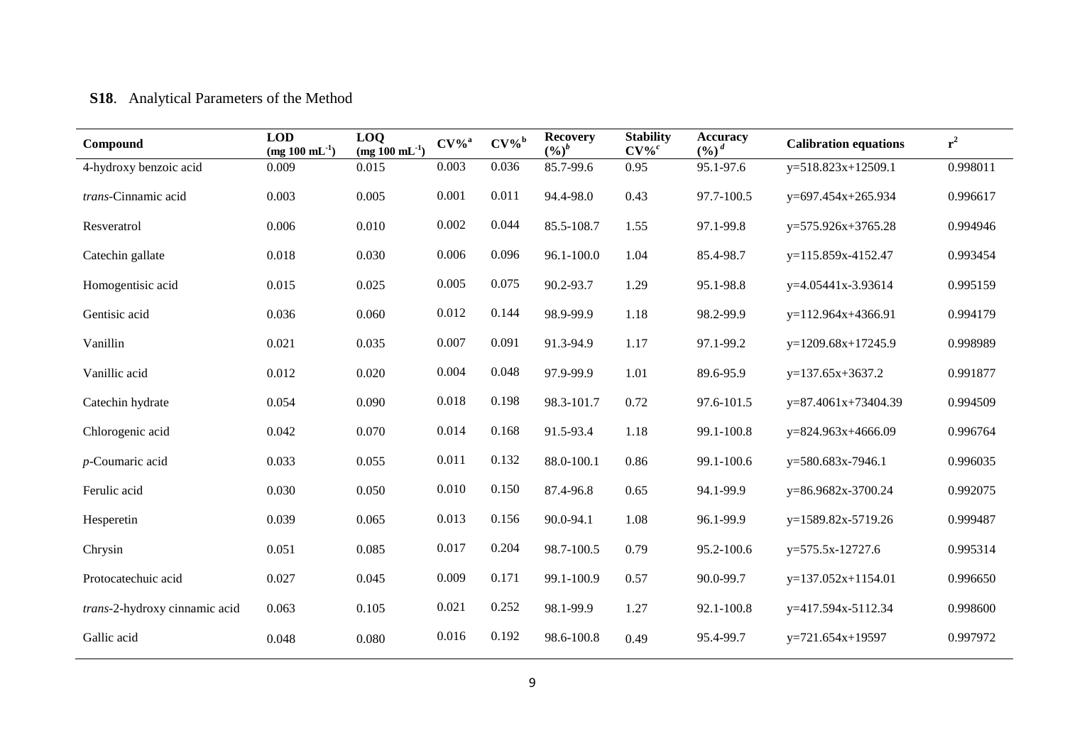**S18**. Analytical Parameters of the Method

| Compound | LOD (mg 100 mL$^{-1}$) | LOQ (mg 100 mL$^{-1}$) | CV%[a] | CV%[b] | Recovery (%)[b] | Stability CV%[c] | Accuracy (%)[d] | Calibration equations | $r^2$ |
|---|---|---|---|---|---|---|---|---|---|
| 4-hydroxy benzoic acid | 0.009 | 0.015 | 0.003 | 0.036 | 85.7-99.6 | 0.95 | 95.1-97.6 | y=518.823x+12509.1 | 0.998011 |
| *trans*-Cinnamic acid | 0.003 | 0.005 | 0.001 | 0.011 | 94.4-98.0 | 0.43 | 97.7-100.5 | y=697.454x+265.934 | 0.996617 |
| Resveratrol | 0.006 | 0.010 | 0.002 | 0.044 | 85.5-108.7 | 1.55 | 97.1-99.8 | y=575.926x+3765.28 | 0.994946 |
| Catechin gallate | 0.018 | 0.030 | 0.006 | 0.096 | 96.1-100.0 | 1.04 | 85.4-98.7 | y=115.859x-4152.47 | 0.993454 |
| Homogentisic acid | 0.015 | 0.025 | 0.005 | 0.075 | 90.2-93.7 | 1.29 | 95.1-98.8 | y=4.05441x-3.93614 | 0.995159 |
| Gentisic acid | 0.036 | 0.060 | 0.012 | 0.144 | 98.9-99.9 | 1.18 | 98.2-99.9 | y=112.964x+4366.91 | 0.994179 |
| Vanillin | 0.021 | 0.035 | 0.007 | 0.091 | 91.3-94.9 | 1.17 | 97.1-99.2 | y=1209.68x+17245.9 | 0.998989 |
| Vanillic acid | 0.012 | 0.020 | 0.004 | 0.048 | 97.9-99.9 | 1.01 | 89.6-95.9 | y=137.65x+3637.2 | 0.991877 |
| Catechin hydrate | 0.054 | 0.090 | 0.018 | 0.198 | 98.3-101.7 | 0.72 | 97.6-101.5 | y=87.4061x+73404.39 | 0.994509 |
| Chlorogenic acid | 0.042 | 0.070 | 0.014 | 0.168 | 91.5-93.4 | 1.18 | 99.1-100.8 | y=824.963x+4666.09 | 0.996764 |
| *p*-Coumaric acid | 0.033 | 0.055 | 0.011 | 0.132 | 88.0-100.1 | 0.86 | 99.1-100.6 | y=580.683x-7946.1 | 0.996035 |
| Ferulic acid | 0.030 | 0.050 | 0.010 | 0.150 | 87.4-96.8 | 0.65 | 94.1-99.9 | y=86.9682x-3700.24 | 0.992075 |
| Hesperetin | 0.039 | 0.065 | 0.013 | 0.156 | 90.0-94.1 | 1.08 | 96.1-99.9 | y=1589.82x-5719.26 | 0.999487 |
| Chrysin | 0.051 | 0.085 | 0.017 | 0.204 | 98.7-100.5 | 0.79 | 95.2-100.6 | y=575.5x-12727.6 | 0.995314 |
| Protocatechuic acid | 0.027 | 0.045 | 0.009 | 0.171 | 99.1-100.9 | 0.57 | 90.0-99.7 | y=137.052x+1154.01 | 0.996650 |
| *trans*-2-hydroxy cinnamic acid | 0.063 | 0.105 | 0.021 | 0.252 | 98.1-99.9 | 1.27 | 92.1-100.8 | y=417.594x-5112.34 | 0.998600 |
| Gallic acid | 0.048 | 0.080 | 0.016 | 0.192 | 98.6-100.8 | 0.49 | 95.4-99.7 | y=721.654x+19597 | 0.997972 |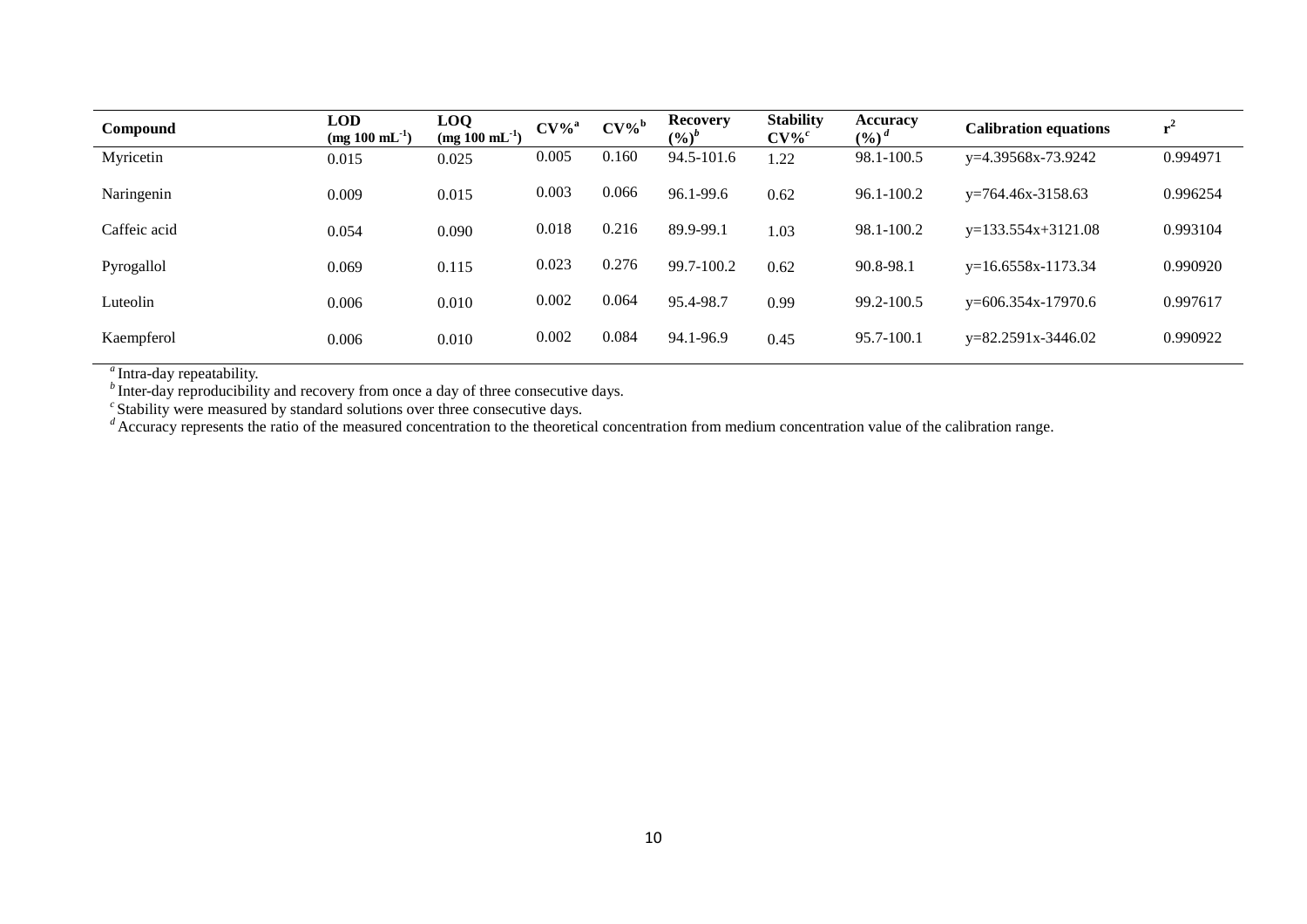| Compound | LOD (mg 100 $mL^{-1}$) | LOQ (mg 100 $mL^{-1}$) | CV%[a] | CV%[b] | Recovery (%)[b] | Stability CV%[c] | Accuracy (%)[d] | Calibration equations | $r^2$ |
|---|---|---|---|---|---|---|---|---|---|
| Myricetin | 0.015 | 0.025 | 0.005 | 0.160 | 94.5-101.6 | 1.22 | 98.1-100.5 | y=4.39568x-73.9242 | 0.994971 |
| Naringenin | 0.009 | 0.015 | 0.003 | 0.066 | 96.1-99.6 | 0.62 | 96.1-100.2 | y=764.46x-3158.63 | 0.996254 |
| Caffeic acid | 0.054 | 0.090 | 0.018 | 0.216 | 89.9-99.1 | 1.03 | 98.1-100.2 | y=133.554x+3121.08 | 0.993104 |
| Pyrogallol | 0.069 | 0.115 | 0.023 | 0.276 | 99.7-100.2 | 0.62 | 90.8-98.1 | y=16.6558x-1173.34 | 0.990920 |
| Luteolin | 0.006 | 0.010 | 0.002 | 0.064 | 95.4-98.7 | 0.99 | 99.2-100.5 | y=606.354x-17970.6 | 0.997617 |
| Kaempferol | 0.006 | 0.010 | 0.002 | 0.084 | 94.1-96.9 | 0.45 | 95.7-100.1 | y=82.2591x-3446.02 | 0.990922 |

[a] Intra-day repeatability.
[b] Inter-day reproducibility and recovery from once a day of three consecutive days.
[c] Stability were measured by standard solutions over three consecutive days.
[d] Accuracy represents the ratio of the measured concentration to the theoretical concentration from medium concentration value of the calibration range.